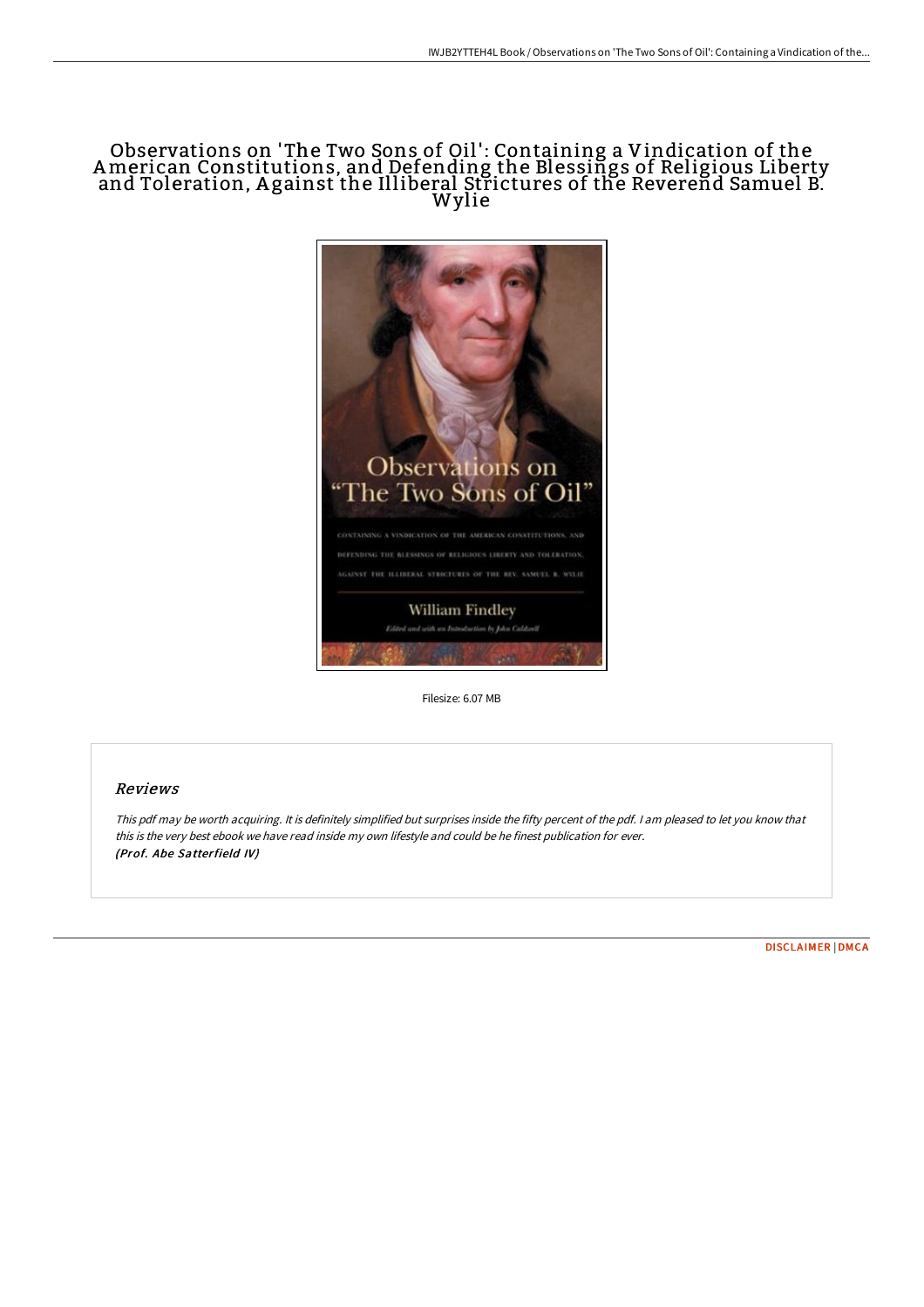# Observations on 'The Two Sons of Oil': Containing a Vindication of the American Constitutions, and Defending the Blessings of Religious Liberty and Toleration, Against the Illiberal Strictures of the Reverend Samuel B. Wylie

Filesize: 6.07 MB

## Reviews

*This pdf may be worth acquiring. It is definitely simplified but surprises inside the fifty percent of the pdf. I am pleased to let you know that this is the very best ebook we have read inside my own lifestyle and could be he finest publication for ever.*
*(Prof. Abe Satterfield IV)*

DISCLAIMER | DMCA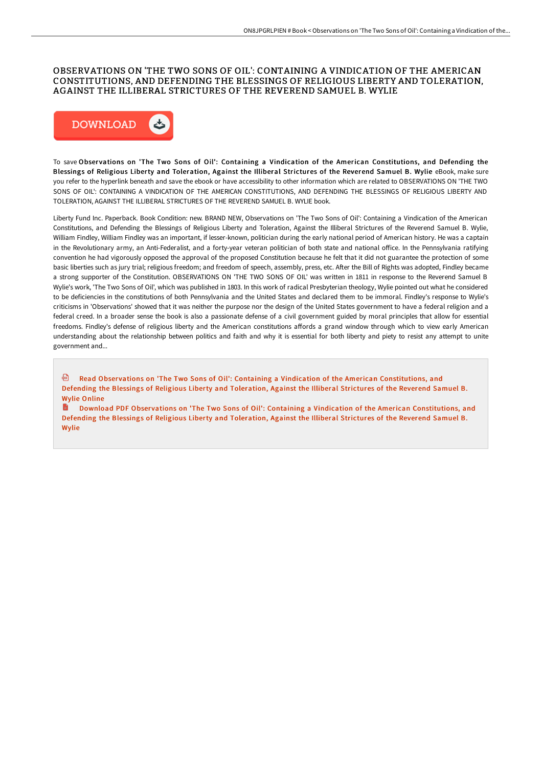# OBSERVATIONS ON 'THE TWO SONS OF OIL': CONTAINING A VINDICATION OF THE AMERICAN CONSTITUTIONS, AND DEFENDING THE BLESSINGS OF RELIGIOUS LIBERTY AND TOLERATION, AGAINST THE ILLIBERAL STRICTURES OF THE REVEREND SAMUEL B. WYLIE

DOWNLOAD

To save **Observations on 'The Two Sons of Oil': Containing a Vindication of the American Constitutions, and Defending the Blessings of Religious Liberty and Toleration, Against the Illiberal Strictures of the Reverend Samuel B. Wylie** eBook, make sure you refer to the hyperlink beneath and save the ebook or have accessibility to other information which are related to OBSERVATIONS ON 'THE TWO SONS OF OIL': CONTAINING A VINDICATION OF THE AMERICAN CONSTITUTIONS, AND DEFENDING THE BLESSINGS OF RELIGIOUS LIBERTY AND TOLERATION, AGAINST THE ILLIBERAL STRICTURES OF THE REVEREND SAMUEL B. WYLIE book.

Liberty Fund Inc. Paperback. Book Condition: new. BRAND NEW, Observations on 'The Two Sons of Oil': Containing a Vindication of the American Constitutions, and Defending the Blessings of Religious Liberty and Toleration, Against the Illiberal Strictures of the Reverend Samuel B. Wylie, William Findley, William Findley was an important, if lesser-known, politician during the early national period of American history. He was a captain in the Revolutionary army, an Anti-Federalist, and a forty-year veteran politician of both state and national office. In the Pennsylvania ratifying convention he had vigorously opposed the approval of the proposed Constitution because he felt that it did not guarantee the protection of some basic liberties such as jury trial; religious freedom; and freedom of speech, assembly, press, etc. After the Bill of Rights was adopted, Findley became a strong supporter of the Constitution. OBSERVATIONS ON 'THE TWO SONS OF OIL' was written in 1811 in response to the Reverend Samuel B Wylie's work, 'The Two Sons of Oil', which was published in 1803. In this work of radical Presbyterian theology, Wylie pointed out what he considered to be deficiencies in the constitutions of both Pennsylvania and the United States and declared them to be immoral. Findley's response to Wylie's criticisms in 'Observations' showed that it was neither the purpose nor the design of the United States government to have a federal religion and a federal creed. In a broader sense the book is also a passionate defense of a civil government guided by moral principles that allow for essential freedoms. Findley's defense of religious liberty and the American constitutions affords a grand window through which to view early American understanding about the relationship between politics and faith and why it is essential for both liberty and piety to resist any attempt to unite government and...

Read Observations on 'The Two Sons of Oil': Containing a Vindication of the American Constitutions, and Defending the Blessings of Religious Liberty and Toleration, Against the Illiberal Strictures of the Reverend Samuel B. Wylie Online

Download PDF Observations on 'The Two Sons of Oil': Containing a Vindication of the American Constitutions, and Defending the Blessings of Religious Liberty and Toleration, Against the Illiberal Strictures of the Reverend Samuel B. Wylie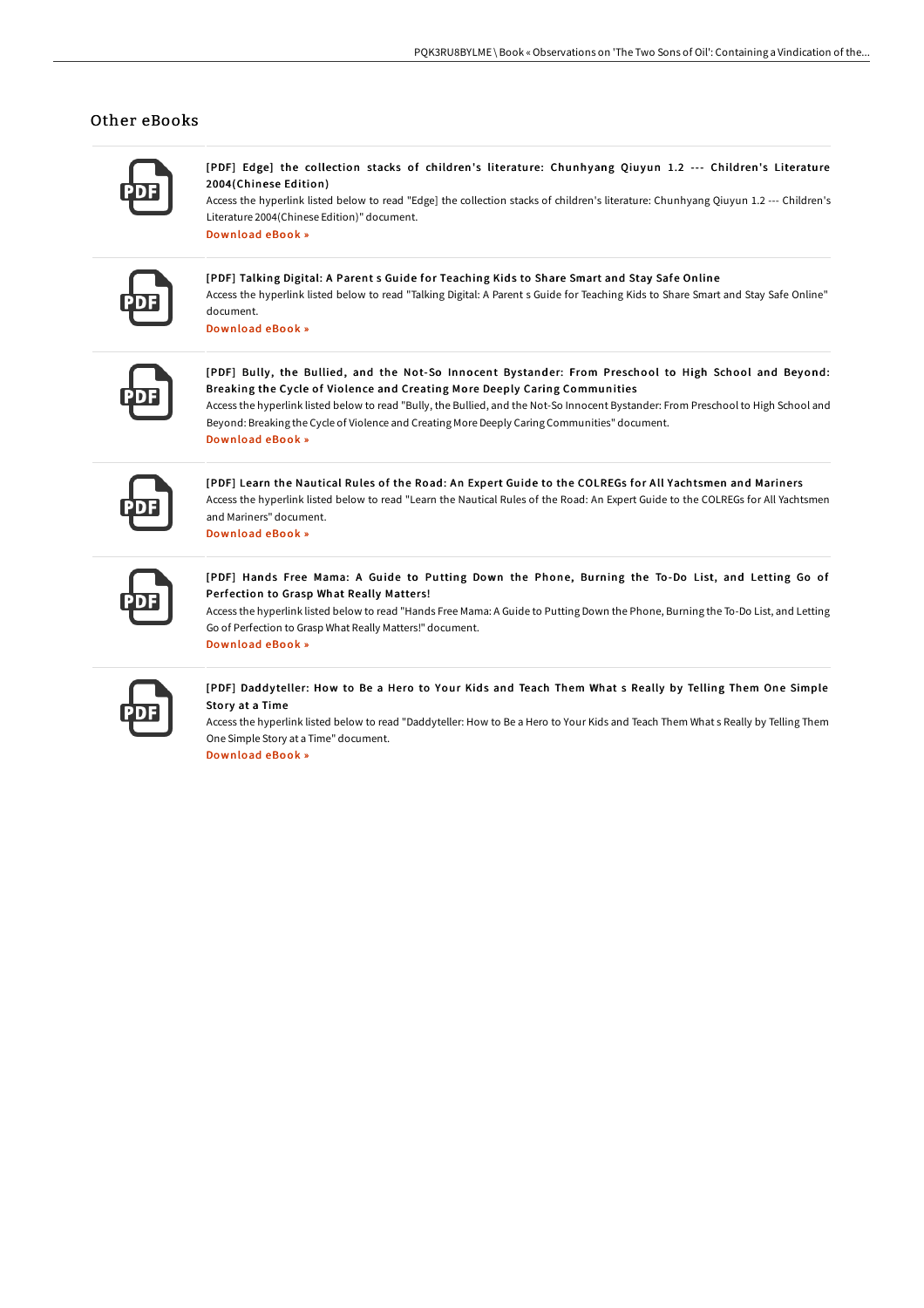## Other eBooks

[PDF] Edge] the collection stacks of children's literature: Chunhyang Qiuyun 1.2 --- Children's Literature 2004(Chinese Edition)

Access the hyperlink listed below to read "Edge] the collection stacks of children's literature: Chunhyang Qiuyun 1.2 --- Children's Literature 2004(Chinese Edition)" document.

Download eBook »

[PDF] Talking Digital: A Parent s Guide for Teaching Kids to Share Smart and Stay Safe Online

Access the hyperlink listed below to read "Talking Digital: A Parent s Guide for Teaching Kids to Share Smart and Stay Safe Online" document.

Download eBook »

[PDF] Bully, the Bullied, and the Not-So Innocent Bystander: From Preschool to High School and Beyond: Breaking the Cycle of Violence and Creating More Deeply Caring Communities

Access the hyperlink listed below to read "Bully, the Bullied, and the Not-So Innocent Bystander: From Preschool to High School and Beyond: Breaking the Cycle of Violence and Creating More Deeply Caring Communities" document.

Download eBook »

[PDF] Learn the Nautical Rules of the Road: An Expert Guide to the COLREGs for All Yachtsmen and Mariners

Access the hyperlink listed below to read "Learn the Nautical Rules of the Road: An Expert Guide to the COLREGs for All Yachtsmen and Mariners" document.

Download eBook »

[PDF] Hands Free Mama: A Guide to Putting Down the Phone, Burning the To-Do List, and Letting Go of Perfection to Grasp What Really Matters!

Access the hyperlink listed below to read "Hands Free Mama: A Guide to Putting Down the Phone, Burning the To-Do List, and Letting Go of Perfection to Grasp What Really Matters!" document.

Download eBook »

[PDF] Daddyteller: How to Be a Hero to Your Kids and Teach Them What s Really by Telling Them One Simple Story at a Time

Access the hyperlink listed below to read "Daddyteller: How to Be a Hero to Your Kids and Teach Them What s Really by Telling Them One Simple Story at a Time" document.

Download eBook »